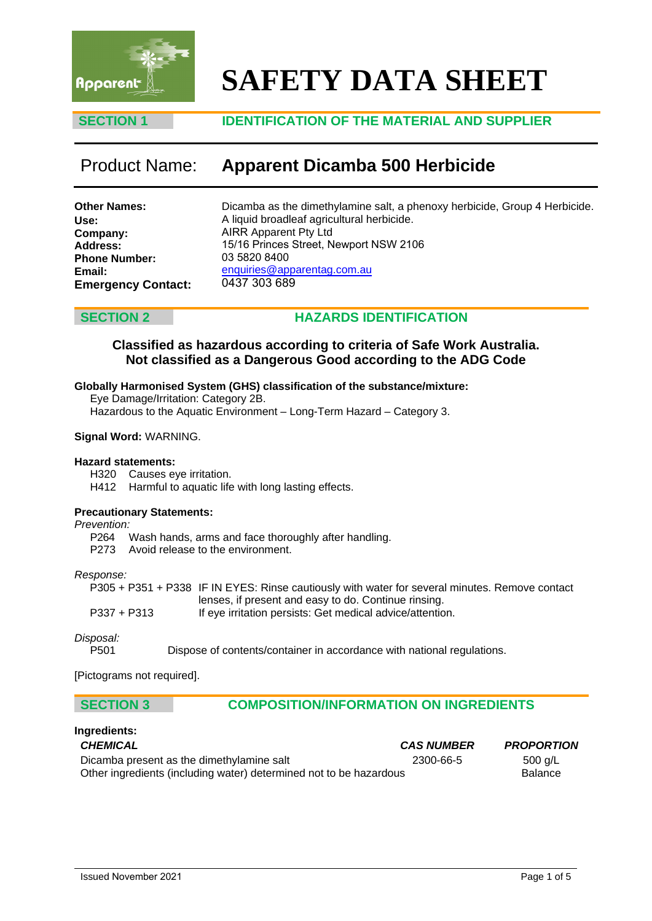# SAFETY DATA SHEET

## SECTION 1 IDENTIFICATION OF THE MATERIAL AND SUPPLIER

## Product Name: Apparent Dicamba 500 Herbicide

**Other Names:** Dicamba as the dimethylamine salt, a phenoxy herbicide, Group 4 Herbicide.
**Use:** A liquid broadleaf agricultural herbicide.
**Company:** AIRR Apparent Pty Ltd
**Address:** 15/16 Princes Street, Newport NSW 2106
**Phone Number:** 03 5820 8400
**Email:** enquiries@apparentag.com.au
**Emergency Contact:** 0437 303 689

## SECTION 2 HAZARDS IDENTIFICATION

**Classified as hazardous according to criteria of Safe Work Australia.**
**Not classified as a Dangerous Good according to the ADG Code**

**Globally Harmonised System (GHS) classification of the substance/mixture:**
Eye Damage/Irritation: Category 2B.
Hazardous to the Aquatic Environment – Long-Term Hazard – Category 3.

**Signal Word:** WARNING.

**Hazard statements:**
H320 Causes eye irritation.
H412 Harmful to aquatic life with long lasting effects.

**Precautionary Statements:**
*Prevention:*
P264 Wash hands, arms and face thoroughly after handling.
P273 Avoid release to the environment.

*Response:*
P305 + P351 + P338 IF IN EYES: Rinse cautiously with water for several minutes. Remove contact lenses, if present and easy to do. Continue rinsing.
P337 + P313 If eye irritation persists: Get medical advice/attention.

*Disposal:*
P501 Dispose of contents/container in accordance with national regulations.

[Pictograms not required].

## SECTION 3 COMPOSITION/INFORMATION ON INGREDIENTS

**Ingredients:**

| *CHEMICAL* | *CAS NUMBER* | *PROPORTION* |
|---|---|---|
| Dicamba present as the dimethylamine salt | 2300-66-5 | 500 g/L |
| Other ingredients (including water) determined not to be hazardous | | Balance |

Issued November 2021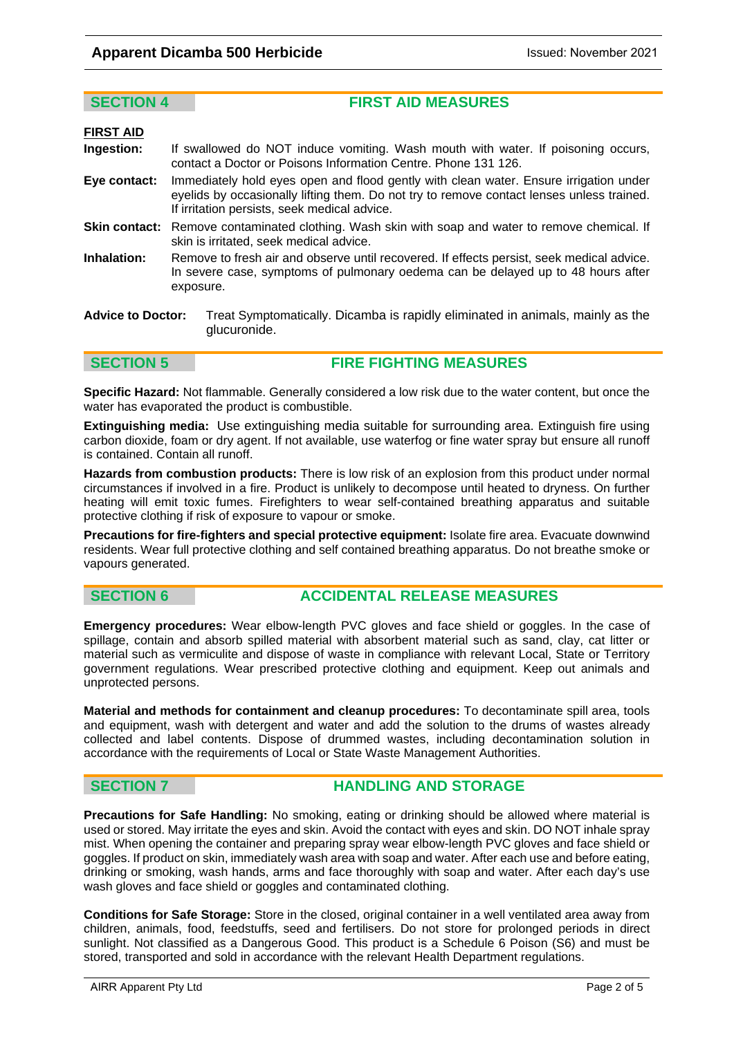## SECTION 4 FIRST AID MEASURES

**FIRST AID**

**Ingestion:** If swallowed do NOT induce vomiting. Wash mouth with water. If poisoning occurs, contact a Doctor or Poisons Information Centre. Phone 131 126.

**Eye contact:** Immediately hold eyes open and flood gently with clean water. Ensure irrigation under eyelids by occasionally lifting them. Do not try to remove contact lenses unless trained. If irritation persists, seek medical advice.

**Skin contact:** Remove contaminated clothing. Wash skin with soap and water to remove chemical. If skin is irritated, seek medical advice.

**Inhalation:** Remove to fresh air and observe until recovered. If effects persist, seek medical advice. In severe case, symptoms of pulmonary oedema can be delayed up to 48 hours after exposure.

**Advice to Doctor:** Treat Symptomatically. Dicamba is rapidly eliminated in animals, mainly as the glucuronide.

## SECTION 5 FIRE FIGHTING MEASURES

**Specific Hazard:** Not flammable. Generally considered a low risk due to the water content, but once the water has evaporated the product is combustible.

**Extinguishing media:** Use extinguishing media suitable for surrounding area. Extinguish fire using carbon dioxide, foam or dry agent. If not available, use waterfog or fine water spray but ensure all runoff is contained. Contain all runoff.

**Hazards from combustion products:** There is low risk of an explosion from this product under normal circumstances if involved in a fire. Product is unlikely to decompose until heated to dryness. On further heating will emit toxic fumes. Firefighters to wear self-contained breathing apparatus and suitable protective clothing if risk of exposure to vapour or smoke.

**Precautions for fire-fighters and special protective equipment:** Isolate fire area. Evacuate downwind residents. Wear full protective clothing and self contained breathing apparatus. Do not breathe smoke or vapours generated.

## SECTION 6 ACCIDENTAL RELEASE MEASURES

**Emergency procedures:** Wear elbow-length PVC gloves and face shield or goggles. In the case of spillage, contain and absorb spilled material with absorbent material such as sand, clay, cat litter or material such as vermiculite and dispose of waste in compliance with relevant Local, State or Territory government regulations. Wear prescribed protective clothing and equipment. Keep out animals and unprotected persons.

**Material and methods for containment and cleanup procedures:** To decontaminate spill area, tools and equipment, wash with detergent and water and add the solution to the drums of wastes already collected and label contents. Dispose of drummed wastes, including decontamination solution in accordance with the requirements of Local or State Waste Management Authorities.

## SECTION 7 HANDLING AND STORAGE

**Precautions for Safe Handling:** No smoking, eating or drinking should be allowed where material is used or stored. May irritate the eyes and skin. Avoid the contact with eyes and skin. DO NOT inhale spray mist. When opening the container and preparing spray wear elbow-length PVC gloves and face shield or goggles. If product on skin, immediately wash area with soap and water. After each use and before eating, drinking or smoking, wash hands, arms and face thoroughly with soap and water. After each day's use wash gloves and face shield or goggles and contaminated clothing.

**Conditions for Safe Storage:** Store in the closed, original container in a well ventilated area away from children, animals, food, feedstuffs, seed and fertilisers. Do not store for prolonged periods in direct sunlight. Not classified as a Dangerous Good. This product is a Schedule 6 Poison (S6) and must be stored, transported and sold in accordance with the relevant Health Department regulations.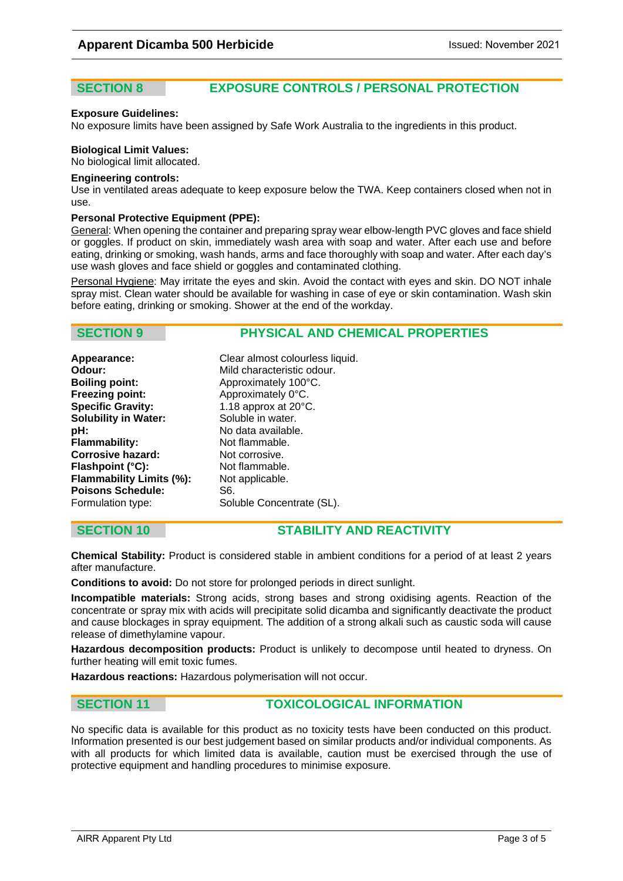## SECTION 8 EXPOSURE CONTROLS / PERSONAL PROTECTION

**Exposure Guidelines:**
No exposure limits have been assigned by Safe Work Australia to the ingredients in this product.

**Biological Limit Values:**
No biological limit allocated.

**Engineering controls:**
Use in ventilated areas adequate to keep exposure below the TWA. Keep containers closed when not in use.

**Personal Protective Equipment (PPE):**
General: When opening the container and preparing spray wear elbow-length PVC gloves and face shield or goggles. If product on skin, immediately wash area with soap and water. After each use and before eating, drinking or smoking, wash hands, arms and face thoroughly with soap and water. After each day's use wash gloves and face shield or goggles and contaminated clothing.

Personal Hygiene: May irritate the eyes and skin. Avoid the contact with eyes and skin. DO NOT inhale spray mist. Clean water should be available for washing in case of eye or skin contamination. Wash skin before eating, drinking or smoking. Shower at the end of the workday.

## SECTION 9 PHYSICAL AND CHEMICAL PROPERTIES

| | |
|---|---|
| **Appearance:** | Clear almost colourless liquid. |
| **Odour:** | Mild characteristic odour. |
| **Boiling point:** | Approximately 100°C. |
| **Freezing point:** | Approximately 0°C. |
| **Specific Gravity:** | 1.18 approx at 20°C. |
| **Solubility in Water:** | Soluble in water. |
| **pH:** | No data available. |
| **Flammability:** | Not flammable. |
| **Corrosive hazard:** | Not corrosive. |
| **Flashpoint (°C):** | Not flammable. |
| **Flammability Limits (%):** | Not applicable. |
| **Poisons Schedule:** | S6. |
| Formulation type: | Soluble Concentrate (SL). |

## SECTION 10 STABILITY AND REACTIVITY

**Chemical Stability:** Product is considered stable in ambient conditions for a period of at least 2 years after manufacture.

**Conditions to avoid:** Do not store for prolonged periods in direct sunlight.

**Incompatible materials:** Strong acids, strong bases and strong oxidising agents. Reaction of the concentrate or spray mix with acids will precipitate solid dicamba and significantly deactivate the product and cause blockages in spray equipment. The addition of a strong alkali such as caustic soda will cause release of dimethylamine vapour.

**Hazardous decomposition products:** Product is unlikely to decompose until heated to dryness. On further heating will emit toxic fumes.

**Hazardous reactions:** Hazardous polymerisation will not occur.

## SECTION 11 TOXICOLOGICAL INFORMATION

No specific data is available for this product as no toxicity tests have been conducted on this product. Information presented is our best judgement based on similar products and/or individual components. As with all products for which limited data is available, caution must be exercised through the use of protective equipment and handling procedures to minimise exposure.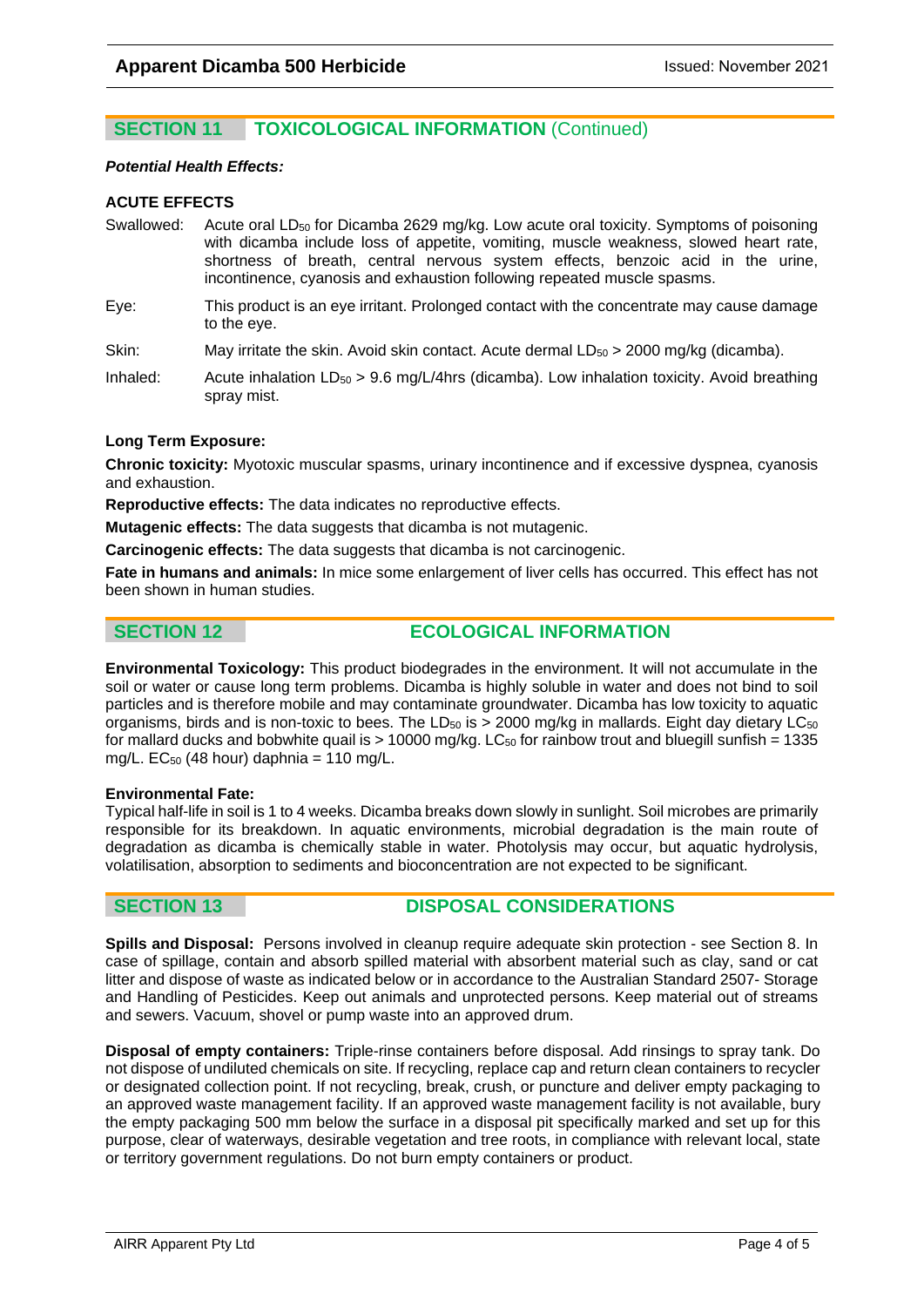## SECTION 11 TOXICOLOGICAL INFORMATION (Continued)

***Potential Health Effects:***

**ACUTE EFFECTS**

Swallowed: Acute oral $LD_{50}$ for Dicamba 2629 mg/kg. Low acute oral toxicity. Symptoms of poisoning with dicamba include loss of appetite, vomiting, muscle weakness, slowed heart rate, shortness of breath, central nervous system effects, benzoic acid in the urine, incontinence, cyanosis and exhaustion following repeated muscle spasms.

Eye: This product is an eye irritant. Prolonged contact with the concentrate may cause damage to the eye.

Skin: May irritate the skin. Avoid skin contact. Acute dermal $LD_{50}$ > 2000 mg/kg (dicamba).

Inhaled: Acute inhalation $LD_{50}$ > 9.6 mg/L/4hrs (dicamba). Low inhalation toxicity. Avoid breathing spray mist.

**Long Term Exposure:**

**Chronic toxicity:** Myotoxic muscular spasms, urinary incontinence and if excessive dyspnea, cyanosis and exhaustion.

**Reproductive effects:** The data indicates no reproductive effects.

**Mutagenic effects:** The data suggests that dicamba is not mutagenic.

**Carcinogenic effects:** The data suggests that dicamba is not carcinogenic.

**Fate in humans and animals:** In mice some enlargement of liver cells has occurred. This effect has not been shown in human studies.

## SECTION 12 ECOLOGICAL INFORMATION

**Environmental Toxicology:** This product biodegrades in the environment. It will not accumulate in the soil or water or cause long term problems. Dicamba is highly soluble in water and does not bind to soil particles and is therefore mobile and may contaminate groundwater. Dicamba has low toxicity to aquatic organisms, birds and is non-toxic to bees. The $LD_{50}$ is > 2000 mg/kg in mallards. Eight day dietary $LC_{50}$ for mallard ducks and bobwhite quail is > 10000 mg/kg. $LC_{50}$ for rainbow trout and bluegill sunfish = 1335 mg/L. $EC_{50}$ (48 hour) daphnia = 110 mg/L.

**Environmental Fate:**

Typical half-life in soil is 1 to 4 weeks. Dicamba breaks down slowly in sunlight. Soil microbes are primarily responsible for its breakdown. In aquatic environments, microbial degradation is the main route of degradation as dicamba is chemically stable in water. Photolysis may occur, but aquatic hydrolysis, volatilisation, absorption to sediments and bioconcentration are not expected to be significant.

## SECTION 13 DISPOSAL CONSIDERATIONS

**Spills and Disposal:** Persons involved in cleanup require adequate skin protection - see Section 8. In case of spillage, contain and absorb spilled material with absorbent material such as clay, sand or cat litter and dispose of waste as indicated below or in accordance to the Australian Standard 2507- Storage and Handling of Pesticides. Keep out animals and unprotected persons. Keep material out of streams and sewers. Vacuum, shovel or pump waste into an approved drum.

**Disposal of empty containers:** Triple-rinse containers before disposal. Add rinsings to spray tank. Do not dispose of undiluted chemicals on site. If recycling, replace cap and return clean containers to recycler or designated collection point. If not recycling, break, crush, or puncture and deliver empty packaging to an approved waste management facility. If an approved waste management facility is not available, bury the empty packaging 500 mm below the surface in a disposal pit specifically marked and set up for this purpose, clear of waterways, desirable vegetation and tree roots, in compliance with relevant local, state or territory government regulations. Do not burn empty containers or product.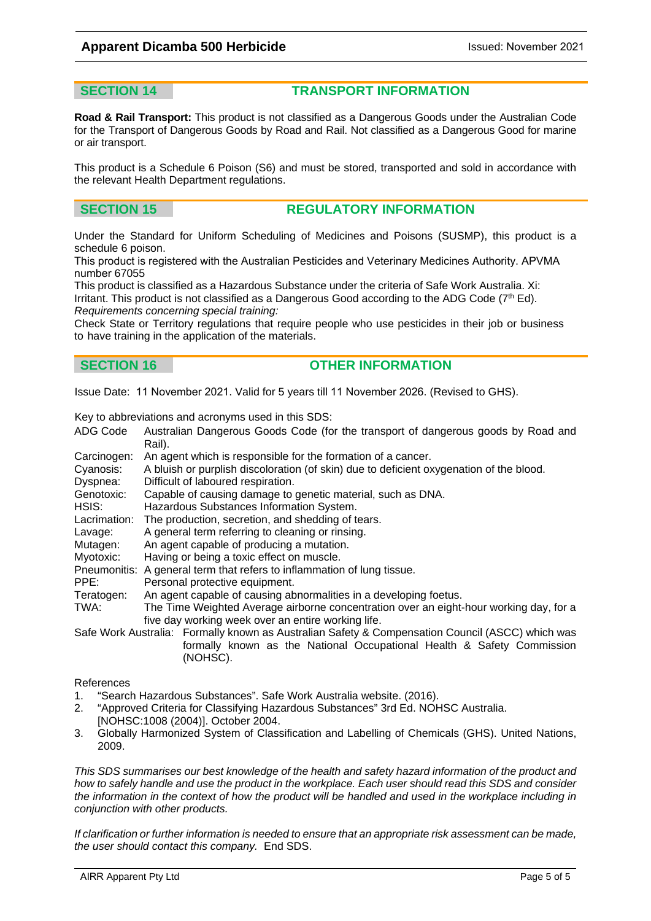## SECTION 14 TRANSPORT INFORMATION

**Road & Rail Transport:** This product is not classified as a Dangerous Goods under the Australian Code for the Transport of Dangerous Goods by Road and Rail. Not classified as a Dangerous Good for marine or air transport.

This product is a Schedule 6 Poison (S6) and must be stored, transported and sold in accordance with the relevant Health Department regulations.

## SECTION 15 REGULATORY INFORMATION

Under the Standard for Uniform Scheduling of Medicines and Poisons (SUSMP), this product is a schedule 6 poison.
This product is registered with the Australian Pesticides and Veterinary Medicines Authority. APVMA number 67055
This product is classified as a Hazardous Substance under the criteria of Safe Work Australia. Xi: Irritant. This product is not classified as a Dangerous Good according to the ADG Code (7th Ed).
*Requirements concerning special training:*
Check State or Territory regulations that require people who use pesticides in their job or business to have training in the application of the materials.

## SECTION 16 OTHER INFORMATION

Issue Date: 11 November 2021. Valid for 5 years till 11 November 2026. (Revised to GHS).

Key to abbreviations and acronyms used in this SDS:

| | |
|---|---|
| ADG Code | Australian Dangerous Goods Code (for the transport of dangerous goods by Road and Rail). |
| Carcinogen: | An agent which is responsible for the formation of a cancer. |
| Cyanosis: | A bluish or purplish discoloration (of skin) due to deficient oxygenation of the blood. |
| Dyspnea: | Difficult of laboured respiration. |
| Genotoxic: | Capable of causing damage to genetic material, such as DNA. |
| HSIS: | Hazardous Substances Information System. |
| Lacrimation: | The production, secretion, and shedding of tears. |
| Lavage: | A general term referring to cleaning or rinsing. |
| Mutagen: | An agent capable of producing a mutation. |
| Myotoxic: | Having or being a toxic effect on muscle. |
| Pneumonitis: | A general term that refers to inflammation of lung tissue. |
| PPE: | Personal protective equipment. |
| Teratogen: | An agent capable of causing abnormalities in a developing foetus. |
| TWA: | The Time Weighted Average airborne concentration over an eight-hour working day, for a five day working week over an entire working life. |
| Safe Work Australia: | Formally known as Australian Safety & Compensation Council (ASCC) which was formally known as the National Occupational Health & Safety Commission (NOHSC). |

References

1. "Search Hazardous Substances". Safe Work Australia website. (2016).
2. "Approved Criteria for Classifying Hazardous Substances" 3rd Ed. NOHSC Australia. [NOHSC:1008 (2004)]. October 2004.
3. Globally Harmonized System of Classification and Labelling of Chemicals (GHS). United Nations, 2009.

*This SDS summarises our best knowledge of the health and safety hazard information of the product and how to safely handle and use the product in the workplace. Each user should read this SDS and consider the information in the context of how the product will be handled and used in the workplace including in conjunction with other products.*

*If clarification or further information is needed to ensure that an appropriate risk assessment can be made, the user should contact this company.* End SDS.